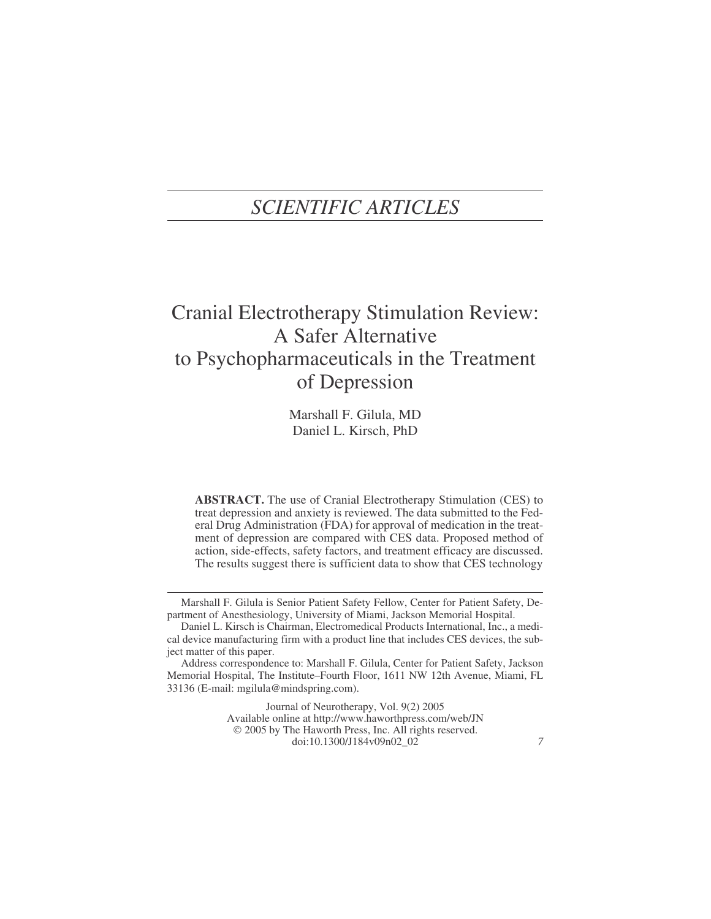# SCIENTIFIC ARTICLES

# Cranial Electrotherapy Stimulation Review: A Safer Alternative to Psychopharmaceuticals in the Treatment of Depression

Marshall F. Gilula, MD
Daniel L. Kirsch, PhD

**ABSTRACT.** The use of Cranial Electrotherapy Stimulation (CES) to treat depression and anxiety is reviewed. The data submitted to the Federal Drug Administration (FDA) for approval of medication in the treatment of depression are compared with CES data. Proposed method of action, side-effects, safety factors, and treatment efficacy are discussed. The results suggest there is sufficient data to show that CES technology

---

Marshall F. Gilula is Senior Patient Safety Fellow, Center for Patient Safety, Department of Anesthesiology, University of Miami, Jackson Memorial Hospital.

Daniel L. Kirsch is Chairman, Electromedical Products International, Inc., a medical device manufacturing firm with a product line that includes CES devices, the subject matter of this paper.

Address correspondence to: Marshall F. Gilula, Center for Patient Safety, Jackson Memorial Hospital, The Institute–Fourth Floor, 1611 NW 12th Avenue, Miami, FL 33136 (E-mail: mgilula@mindspring.com).

Journal of Neurotherapy, Vol. 9(2) 2005
Available online at http://www.haworthpress.com/web/JN
© 2005 by The Haworth Press, Inc. All rights reserved.
doi:10.1300/J184v09n02_02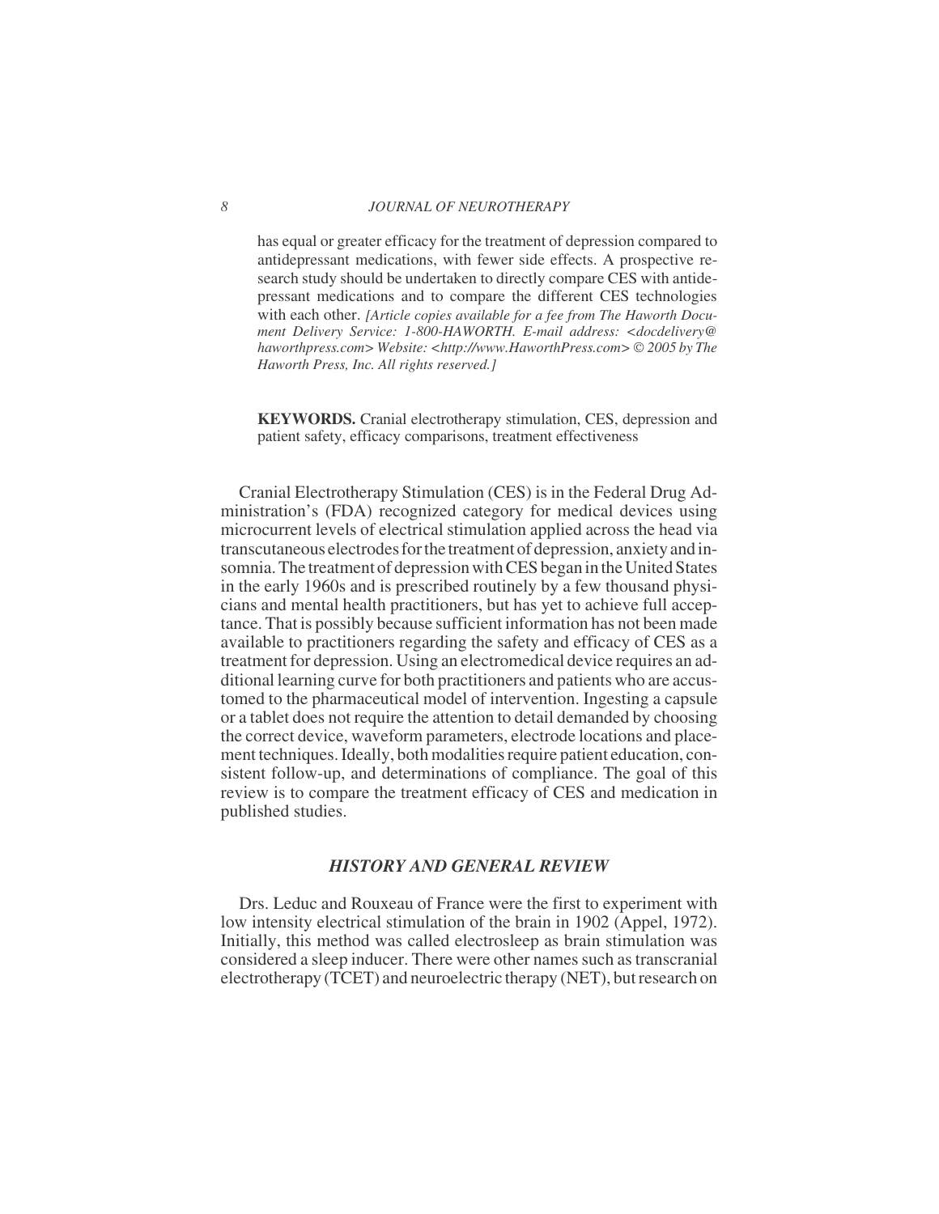has equal or greater efficacy for the treatment of depression compared to antidepressant medications, with fewer side effects. A prospective research study should be undertaken to directly compare CES with antidepressant medications and to compare the different CES technologies with each other. *[Article copies available for a fee from The Haworth Document Delivery Service: 1-800-HAWORTH. E-mail address: <docdelivery@haworthpress.com> Website: <http://www.HaworthPress.com> © 2005 by The Haworth Press, Inc. All rights reserved.]*

**KEYWORDS.** Cranial electrotherapy stimulation, CES, depression and patient safety, efficacy comparisons, treatment effectiveness

Cranial Electrotherapy Stimulation (CES) is in the Federal Drug Administration's (FDA) recognized category for medical devices using microcurrent levels of electrical stimulation applied across the head via transcutaneous electrodes for the treatment of depression, anxiety and insomnia. The treatment of depression with CES began in the United States in the early 1960s and is prescribed routinely by a few thousand physicians and mental health practitioners, but has yet to achieve full acceptance. That is possibly because sufficient information has not been made available to practitioners regarding the safety and efficacy of CES as a treatment for depression. Using an electromedical device requires an additional learning curve for both practitioners and patients who are accustomed to the pharmaceutical model of intervention. Ingesting a capsule or a tablet does not require the attention to detail demanded by choosing the correct device, waveform parameters, electrode locations and placement techniques. Ideally, both modalities require patient education, consistent follow-up, and determinations of compliance. The goal of this review is to compare the treatment efficacy of CES and medication in published studies.

## HISTORY AND GENERAL REVIEW

Drs. Leduc and Rouxeau of France were the first to experiment with low intensity electrical stimulation of the brain in 1902 (Appel, 1972). Initially, this method was called electrosleep as brain stimulation was considered a sleep inducer. There were other names such as transcranial electrotherapy (TCET) and neuroelectric therapy (NET), but research on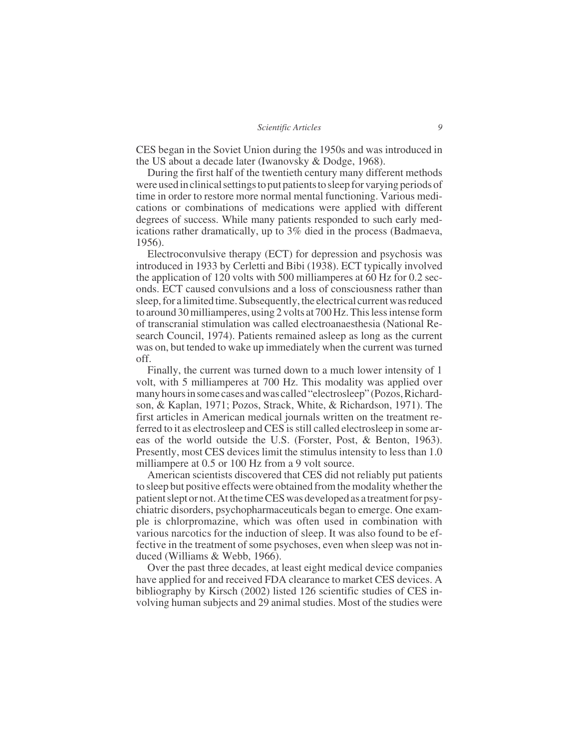CES began in the Soviet Union during the 1950s and was introduced in the US about a decade later (Iwanovsky & Dodge, 1968).

During the first half of the twentieth century many different methods were used in clinical settings to put patients to sleep for varying periods of time in order to restore more normal mental functioning. Various medications or combinations of medications were applied with different degrees of success. While many patients responded to such early medications rather dramatically, up to 3% died in the process (Badmaeva, 1956).

Electroconvulsive therapy (ECT) for depression and psychosis was introduced in 1933 by Cerletti and Bibi (1938). ECT typically involved the application of 120 volts with 500 milliamperes at 60 Hz for 0.2 seconds. ECT caused convulsions and a loss of consciousness rather than sleep, for a limited time. Subsequently, the electrical current was reduced to around 30 milliamperes, using 2 volts at 700 Hz. This less intense form of transcranial stimulation was called electroanaesthesia (National Research Council, 1974). Patients remained asleep as long as the current was on, but tended to wake up immediately when the current was turned off.

Finally, the current was turned down to a much lower intensity of 1 volt, with 5 milliamperes at 700 Hz. This modality was applied over many hours in some cases and was called "electrosleep" (Pozos, Richardson, & Kaplan, 1971; Pozos, Strack, White, & Richardson, 1971). The first articles in American medical journals written on the treatment referred to it as electrosleep and CES is still called electrosleep in some areas of the world outside the U.S. (Forster, Post, & Benton, 1963). Presently, most CES devices limit the stimulus intensity to less than 1.0 milliampere at 0.5 or 100 Hz from a 9 volt source.

American scientists discovered that CES did not reliably put patients to sleep but positive effects were obtained from the modality whether the patient slept or not. At the time CES was developed as a treatment for psychiatric disorders, psychopharmaceuticals began to emerge. One example is chlorpromazine, which was often used in combination with various narcotics for the induction of sleep. It was also found to be effective in the treatment of some psychoses, even when sleep was not induced (Williams & Webb, 1966).

Over the past three decades, at least eight medical device companies have applied for and received FDA clearance to market CES devices. A bibliography by Kirsch (2002) listed 126 scientific studies of CES involving human subjects and 29 animal studies. Most of the studies were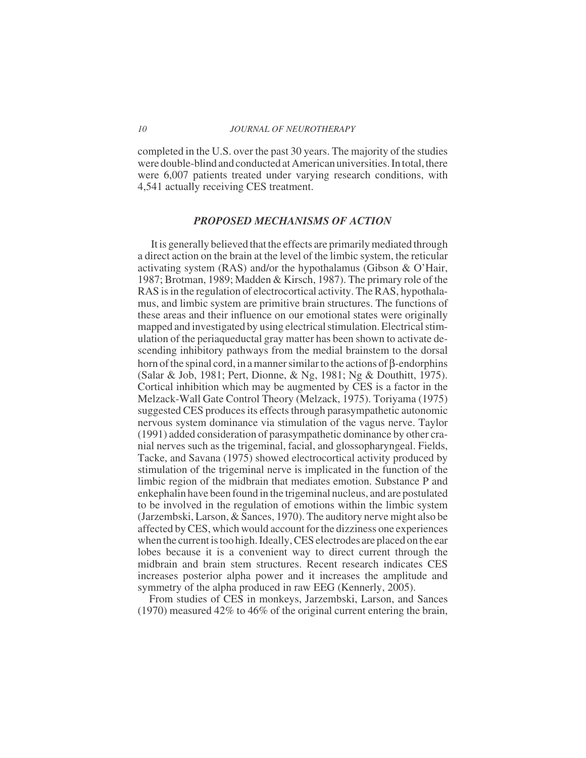completed in the U.S. over the past 30 years. The majority of the studies were double-blind and conducted at American universities. In total, there were 6,007 patients treated under varying research conditions, with 4,541 actually receiving CES treatment.

## *PROPOSED MECHANISMS OF ACTION*

It is generally believed that the effects are primarily mediated through a direct action on the brain at the level of the limbic system, the reticular activating system (RAS) and/or the hypothalamus (Gibson & O'Hair, 1987; Brotman, 1989; Madden & Kirsch, 1987). The primary role of the RAS is in the regulation of electrocortical activity. The RAS, hypothalamus, and limbic system are primitive brain structures. The functions of these areas and their influence on our emotional states were originally mapped and investigated by using electrical stimulation. Electrical stimulation of the periaqueductal gray matter has been shown to activate descending inhibitory pathways from the medial brainstem to the dorsal horn of the spinal cord, in a manner similar to the actions of $\beta$-endorphins (Salar & Job, 1981; Pert, Dionne, & Ng, 1981; Ng & Douthitt, 1975). Cortical inhibition which may be augmented by CES is a factor in the Melzack-Wall Gate Control Theory (Melzack, 1975). Toriyama (1975) suggested CES produces its effects through parasympathetic autonomic nervous system dominance via stimulation of the vagus nerve. Taylor (1991) added consideration of parasympathetic dominance by other cranial nerves such as the trigeminal, facial, and glossopharyngeal. Fields, Tacke, and Savana (1975) showed electrocortical activity produced by stimulation of the trigeminal nerve is implicated in the function of the limbic region of the midbrain that mediates emotion. Substance P and enkephalin have been found in the trigeminal nucleus, and are postulated to be involved in the regulation of emotions within the limbic system (Jarzembski, Larson, & Sances, 1970). The auditory nerve might also be affected by CES, which would account for the dizziness one experiences when the current is too high. Ideally, CES electrodes are placed on the ear lobes because it is a convenient way to direct current through the midbrain and brain stem structures. Recent research indicates CES increases posterior alpha power and it increases the amplitude and symmetry of the alpha produced in raw EEG (Kennerly, 2005).

From studies of CES in monkeys, Jarzembski, Larson, and Sances (1970) measured 42% to 46% of the original current entering the brain,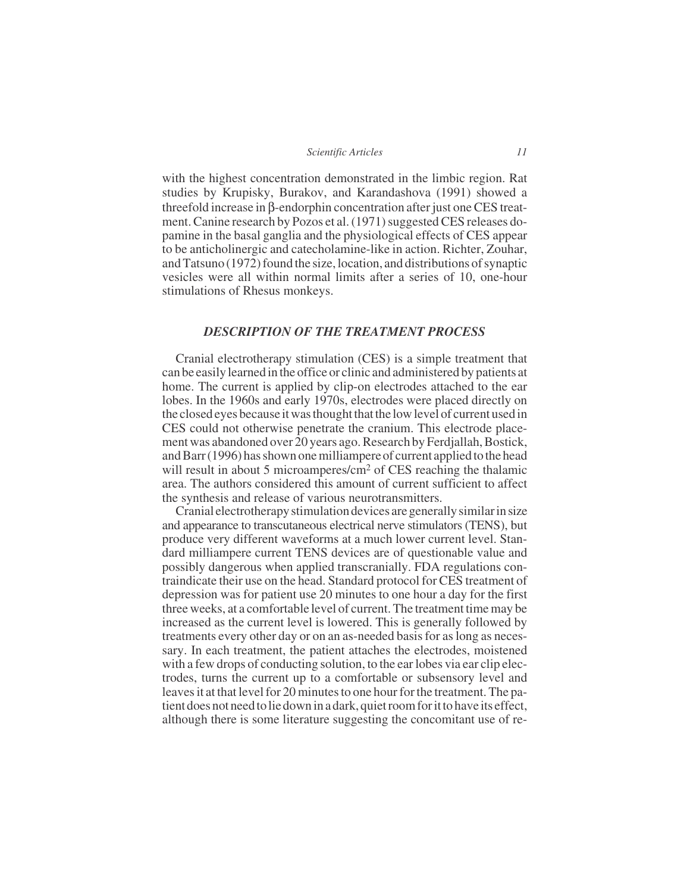with the highest concentration demonstrated in the limbic region. Rat studies by Krupisky, Burakov, and Karandashova (1991) showed a threefold increase in β-endorphin concentration after just one CES treatment. Canine research by Pozos et al. (1971) suggested CES releases dopamine in the basal ganglia and the physiological effects of CES appear to be anticholinergic and catecholamine-like in action. Richter, Zouhar, and Tatsuno (1972) found the size, location, and distributions of synaptic vesicles were all within normal limits after a series of 10, one-hour stimulations of Rhesus monkeys.

## *DESCRIPTION OF THE TREATMENT PROCESS*

Cranial electrotherapy stimulation (CES) is a simple treatment that can be easily learned in the office or clinic and administered by patients at home. The current is applied by clip-on electrodes attached to the ear lobes. In the 1960s and early 1970s, electrodes were placed directly on the closed eyes because it was thought that the low level of current used in CES could not otherwise penetrate the cranium. This electrode placement was abandoned over 20 years ago. Research by Ferdjallah, Bostick, and Barr (1996) has shown one milliampere of current applied to the head will result in about 5 microamperes/cm$^2$ of CES reaching the thalamic area. The authors considered this amount of current sufficient to affect the synthesis and release of various neurotransmitters.

Cranial electrotherapy stimulation devices are generally similar in size and appearance to transcutaneous electrical nerve stimulators (TENS), but produce very different waveforms at a much lower current level. Standard milliampere current TENS devices are of questionable value and possibly dangerous when applied transcranially. FDA regulations contraindicate their use on the head. Standard protocol for CES treatment of depression was for patient use 20 minutes to one hour a day for the first three weeks, at a comfortable level of current. The treatment time may be increased as the current level is lowered. This is generally followed by treatments every other day or on an as-needed basis for as long as necessary. In each treatment, the patient attaches the electrodes, moistened with a few drops of conducting solution, to the ear lobes via ear clip electrodes, turns the current up to a comfortable or subsensory level and leaves it at that level for 20 minutes to one hour for the treatment. The patient does not need to lie down in a dark, quiet room for it to have its effect, although there is some literature suggesting the concomitant use of re-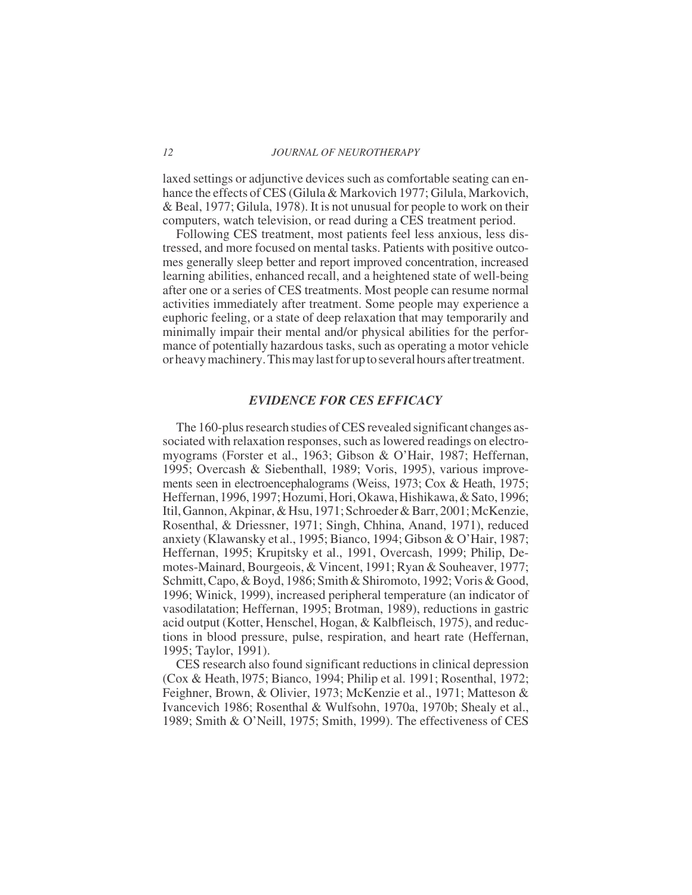laxed settings or adjunctive devices such as comfortable seating can enhance the effects of CES (Gilula & Markovich 1977; Gilula, Markovich, & Beal, 1977; Gilula, 1978). It is not unusual for people to work on their computers, watch television, or read during a CES treatment period.

Following CES treatment, most patients feel less anxious, less distressed, and more focused on mental tasks. Patients with positive outcomes generally sleep better and report improved concentration, increased learning abilities, enhanced recall, and a heightened state of well-being after one or a series of CES treatments. Most people can resume normal activities immediately after treatment. Some people may experience a euphoric feeling, or a state of deep relaxation that may temporarily and minimally impair their mental and/or physical abilities for the performance of potentially hazardous tasks, such as operating a motor vehicle or heavy machinery. This may last for up to several hours after treatment.

## *EVIDENCE FOR CES EFFICACY*

The 160-plus research studies of CES revealed significant changes associated with relaxation responses, such as lowered readings on electromyograms (Forster et al., 1963; Gibson & O'Hair, 1987; Heffernan, 1995; Overcash & Siebenthall, 1989; Voris, 1995), various improvements seen in electroencephalograms (Weiss, 1973; Cox & Heath, 1975; Heffernan, 1996, 1997; Hozumi, Hori, Okawa, Hishikawa, & Sato, 1996; Itil, Gannon, Akpinar, & Hsu, 1971; Schroeder & Barr, 2001; McKenzie, Rosenthal, & Driessner, 1971; Singh, Chhina, Anand, 1971), reduced anxiety (Klawansky et al., 1995; Bianco, 1994; Gibson & O'Hair, 1987; Heffernan, 1995; Krupitsky et al., 1991, Overcash, 1999; Philip, Demotes-Mainard, Bourgeois, & Vincent, 1991; Ryan & Souheaver, 1977; Schmitt, Capo, & Boyd, 1986; Smith & Shiromoto, 1992; Voris & Good, 1996; Winick, 1999), increased peripheral temperature (an indicator of vasodilatation; Heffernan, 1995; Brotman, 1989), reductions in gastric acid output (Kotter, Henschel, Hogan, & Kalbfleisch, 1975), and reductions in blood pressure, pulse, respiration, and heart rate (Heffernan, 1995; Taylor, 1991).

CES research also found significant reductions in clinical depression (Cox & Heath, l975; Bianco, 1994; Philip et al. 1991; Rosenthal, 1972; Feighner, Brown, & Olivier, 1973; McKenzie et al., 1971; Matteson & Ivancevich 1986; Rosenthal & Wulfsohn, 1970a, 1970b; Shealy et al., 1989; Smith & O'Neill, 1975; Smith, 1999). The effectiveness of CES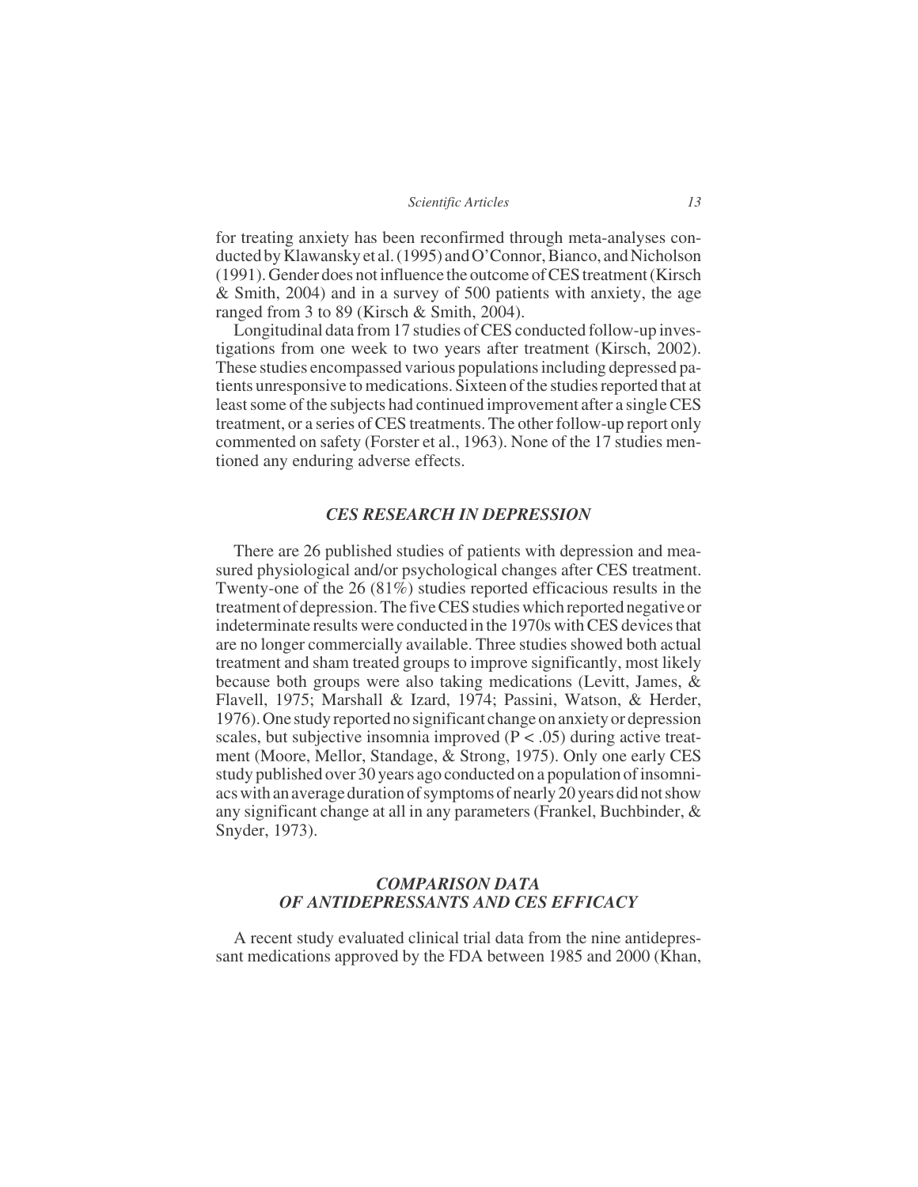for treating anxiety has been reconfirmed through meta-analyses conducted by Klawansky et al. (1995) and O'Connor, Bianco, and Nicholson (1991). Gender does not influence the outcome of CES treatment (Kirsch & Smith, 2004) and in a survey of 500 patients with anxiety, the age ranged from 3 to 89 (Kirsch & Smith, 2004).

Longitudinal data from 17 studies of CES conducted follow-up investigations from one week to two years after treatment (Kirsch, 2002). These studies encompassed various populations including depressed patients unresponsive to medications. Sixteen of the studies reported that at least some of the subjects had continued improvement after a single CES treatment, or a series of CES treatments. The other follow-up report only commented on safety (Forster et al., 1963). None of the 17 studies mentioned any enduring adverse effects.

## *CES RESEARCH IN DEPRESSION*

There are 26 published studies of patients with depression and measured physiological and/or psychological changes after CES treatment. Twenty-one of the 26 (81%) studies reported efficacious results in the treatment of depression. The five CES studies which reported negative or indeterminate results were conducted in the 1970s with CES devices that are no longer commercially available. Three studies showed both actual treatment and sham treated groups to improve significantly, most likely because both groups were also taking medications (Levitt, James, & Flavell, 1975; Marshall & Izard, 1974; Passini, Watson, & Herder, 1976). One study reported no significant change on anxiety or depression scales, but subjective insomnia improved ($P < .05$) during active treatment (Moore, Mellor, Standage, & Strong, 1975). Only one early CES study published over 30 years ago conducted on a population of insomniacs with an average duration of symptoms of nearly 20 years did not show any significant change at all in any parameters (Frankel, Buchbinder, & Snyder, 1973).

## *COMPARISON DATA OF ANTIDEPRESSANTS AND CES EFFICACY*

A recent study evaluated clinical trial data from the nine antidepressant medications approved by the FDA between 1985 and 2000 (Khan,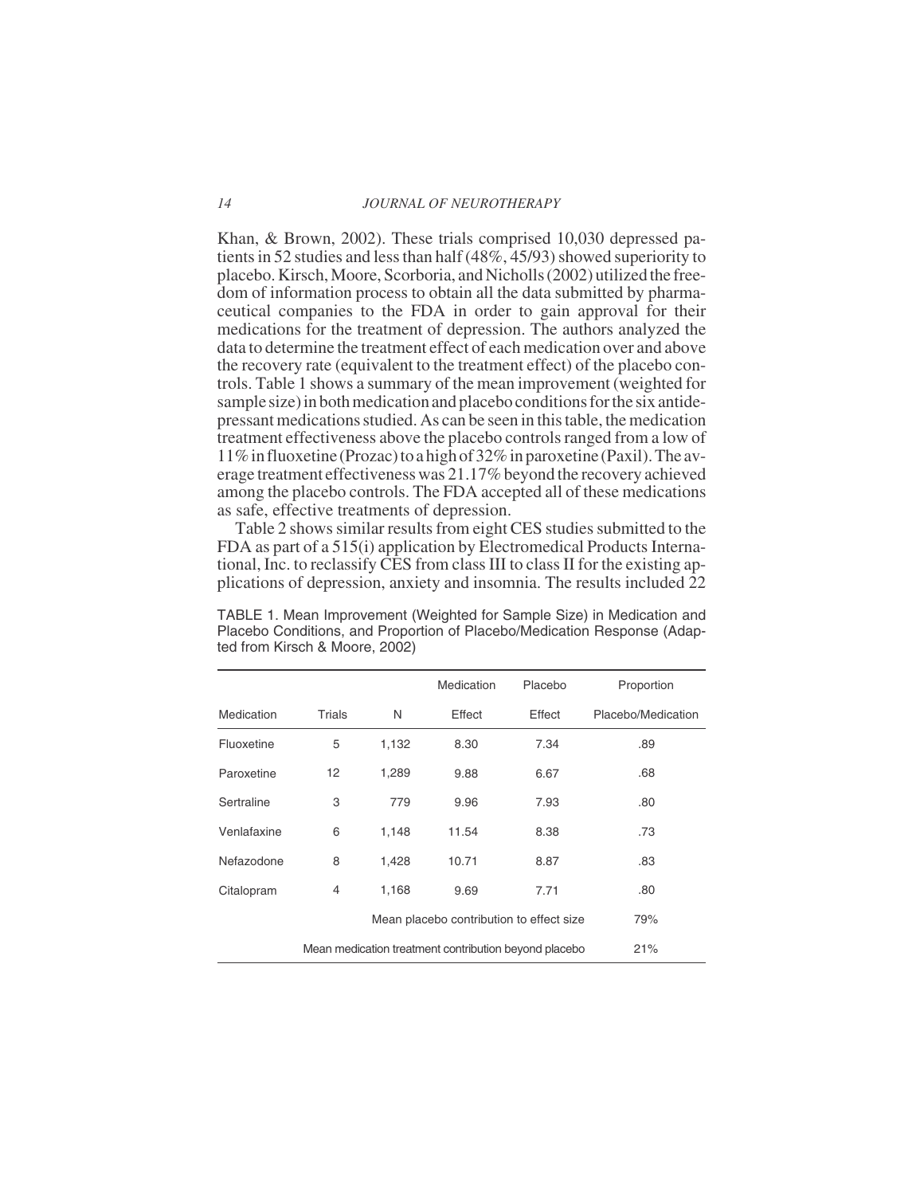Khan, & Brown, 2002). These trials comprised 10,030 depressed patients in 52 studies and less than half (48%, 45/93) showed superiority to placebo. Kirsch, Moore, Scorboria, and Nicholls (2002) utilized the freedom of information process to obtain all the data submitted by pharmaceutical companies to the FDA in order to gain approval for their medications for the treatment of depression. The authors analyzed the data to determine the treatment effect of each medication over and above the recovery rate (equivalent to the treatment effect) of the placebo controls. Table 1 shows a summary of the mean improvement (weighted for sample size) in both medication and placebo conditions for the six antidepressant medications studied. As can be seen in this table, the medication treatment effectiveness above the placebo controls ranged from a low of 11% in fluoxetine (Prozac) to a high of 32% in paroxetine (Paxil). The average treatment effectiveness was 21.17% beyond the recovery achieved among the placebo controls. The FDA accepted all of these medications as safe, effective treatments of depression.

Table 2 shows similar results from eight CES studies submitted to the FDA as part of a 515(i) application by Electromedical Products International, Inc. to reclassify CES from class III to class II for the existing applications of depression, anxiety and insomnia. The results included 22

TABLE 1. Mean Improvement (Weighted for Sample Size) in Medication and Placebo Conditions, and Proportion of Placebo/Medication Response (Adapted from Kirsch & Moore, 2002)

| Medication | Trials | N | Medication Effect | Placebo Effect | Proportion Placebo/Medication |
|---|---|---|---|---|---|
| Fluoxetine | 5 | 1,132 | 8.30 | 7.34 | .89 |
| Paroxetine | 12 | 1,289 | 9.88 | 6.67 | .68 |
| Sertraline | 3 | 779 | 9.96 | 7.93 | .80 |
| Venlafaxine | 6 | 1,148 | 11.54 | 8.38 | .73 |
| Nefazodone | 8 | 1,428 | 10.71 | 8.87 | .83 |
| Citalopram | 4 | 1,168 | 9.69 | 7.71 | .80 |
| | | Mean placebo contribution to effect size | | | 79% |
| | | Mean medication treatment contribution beyond placebo | | | 21% |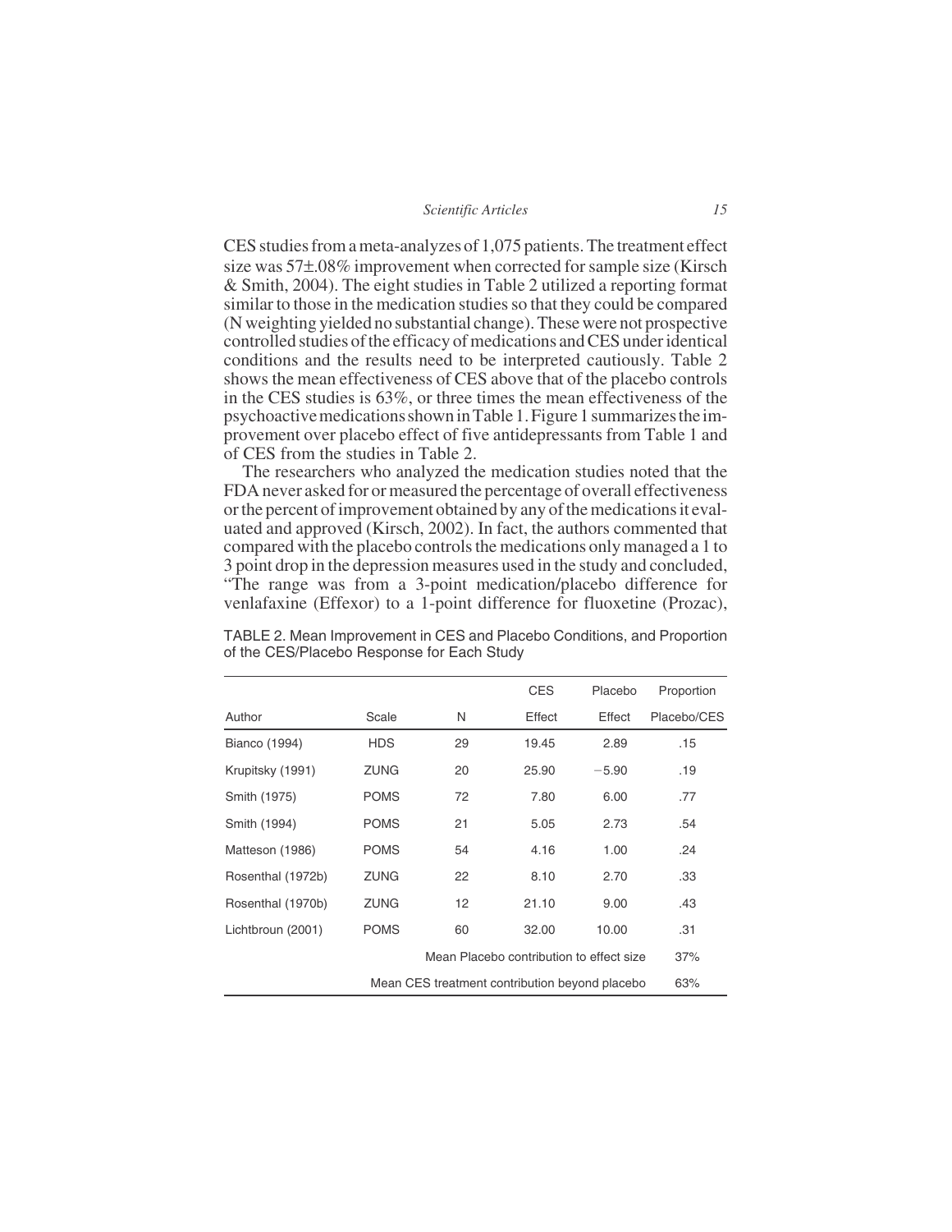CES studies from a meta-analyzes of 1,075 patients. The treatment effect size was 57±.08% improvement when corrected for sample size (Kirsch & Smith, 2004). The eight studies in Table 2 utilized a reporting format similar to those in the medication studies so that they could be compared (N weighting yielded no substantial change). These were not prospective controlled studies of the efficacy of medications and CES under identical conditions and the results need to be interpreted cautiously. Table 2 shows the mean effectiveness of CES above that of the placebo controls in the CES studies is 63%, or three times the mean effectiveness of the psychoactive medications shown in Table 1. Figure 1 summarizes the improvement over placebo effect of five antidepressants from Table 1 and of CES from the studies in Table 2.

The researchers who analyzed the medication studies noted that the FDA never asked for or measured the percentage of overall effectiveness or the percent of improvement obtained by any of the medications it evaluated and approved (Kirsch, 2002). In fact, the authors commented that compared with the placebo controls the medications only managed a 1 to 3 point drop in the depression measures used in the study and concluded, "The range was from a 3-point medication/placebo difference for venlafaxine (Effexor) to a 1-point difference for fluoxetine (Prozac),

TABLE 2. Mean Improvement in CES and Placebo Conditions, and Proportion of the CES/Placebo Response for Each Study

| Author | Scale | N | CES Effect | Placebo Effect | Proportion Placebo/CES |
|---|---|---|---|---|---|
| Bianco (1994) | HDS | 29 | 19.45 | 2.89 | .15 |
| Krupitsky (1991) | ZUNG | 20 | 25.90 | −5.90 | .19 |
| Smith (1975) | POMS | 72 | 7.80 | 6.00 | .77 |
| Smith (1994) | POMS | 21 | 5.05 | 2.73 | .54 |
| Matteson (1986) | POMS | 54 | 4.16 | 1.00 | .24 |
| Rosenthal (1972b) | ZUNG | 22 | 8.10 | 2.70 | .33 |
| Rosenthal (1970b) | ZUNG | 12 | 21.10 | 9.00 | .43 |
| Lichtbroun (2001) | POMS | 60 | 32.00 | 10.00 | .31 |
| | | Mean Placebo contribution to effect size | | | 37% |
| | | Mean CES treatment contribution beyond placebo | | | 63% |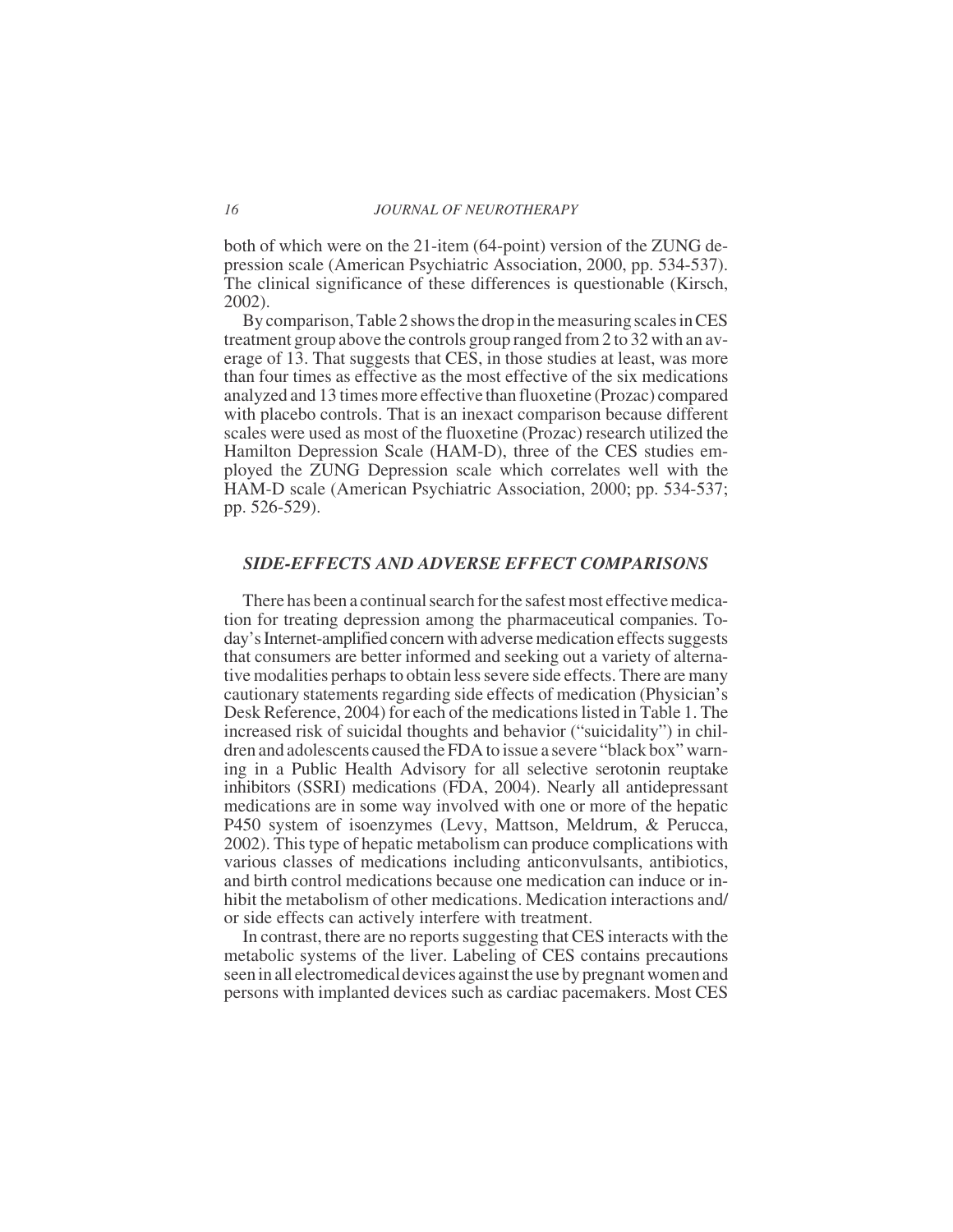both of which were on the 21-item (64-point) version of the ZUNG depression scale (American Psychiatric Association, 2000, pp. 534-537). The clinical significance of these differences is questionable (Kirsch, 2002).

By comparison, Table 2 shows the drop in the measuring scales in CES treatment group above the controls group ranged from 2 to 32 with an average of 13. That suggests that CES, in those studies at least, was more than four times as effective as the most effective of the six medications analyzed and 13 times more effective than fluoxetine (Prozac) compared with placebo controls. That is an inexact comparison because different scales were used as most of the fluoxetine (Prozac) research utilized the Hamilton Depression Scale (HAM-D), three of the CES studies employed the ZUNG Depression scale which correlates well with the HAM-D scale (American Psychiatric Association, 2000; pp. 534-537; pp. 526-529).

## *SIDE-EFFECTS AND ADVERSE EFFECT COMPARISONS*

There has been a continual search for the safest most effective medication for treating depression among the pharmaceutical companies. Today's Internet-amplified concern with adverse medication effects suggests that consumers are better informed and seeking out a variety of alternative modalities perhaps to obtain less severe side effects. There are many cautionary statements regarding side effects of medication (Physician's Desk Reference, 2004) for each of the medications listed in Table 1. The increased risk of suicidal thoughts and behavior ("suicidality") in children and adolescents caused the FDA to issue a severe "black box" warning in a Public Health Advisory for all selective serotonin reuptake inhibitors (SSRI) medications (FDA, 2004). Nearly all antidepressant medications are in some way involved with one or more of the hepatic P450 system of isoenzymes (Levy, Mattson, Meldrum, & Perucca, 2002). This type of hepatic metabolism can produce complications with various classes of medications including anticonvulsants, antibiotics, and birth control medications because one medication can induce or inhibit the metabolism of other medications. Medication interactions and/or side effects can actively interfere with treatment.

In contrast, there are no reports suggesting that CES interacts with the metabolic systems of the liver. Labeling of CES contains precautions seen in all electromedical devices against the use by pregnant women and persons with implanted devices such as cardiac pacemakers. Most CES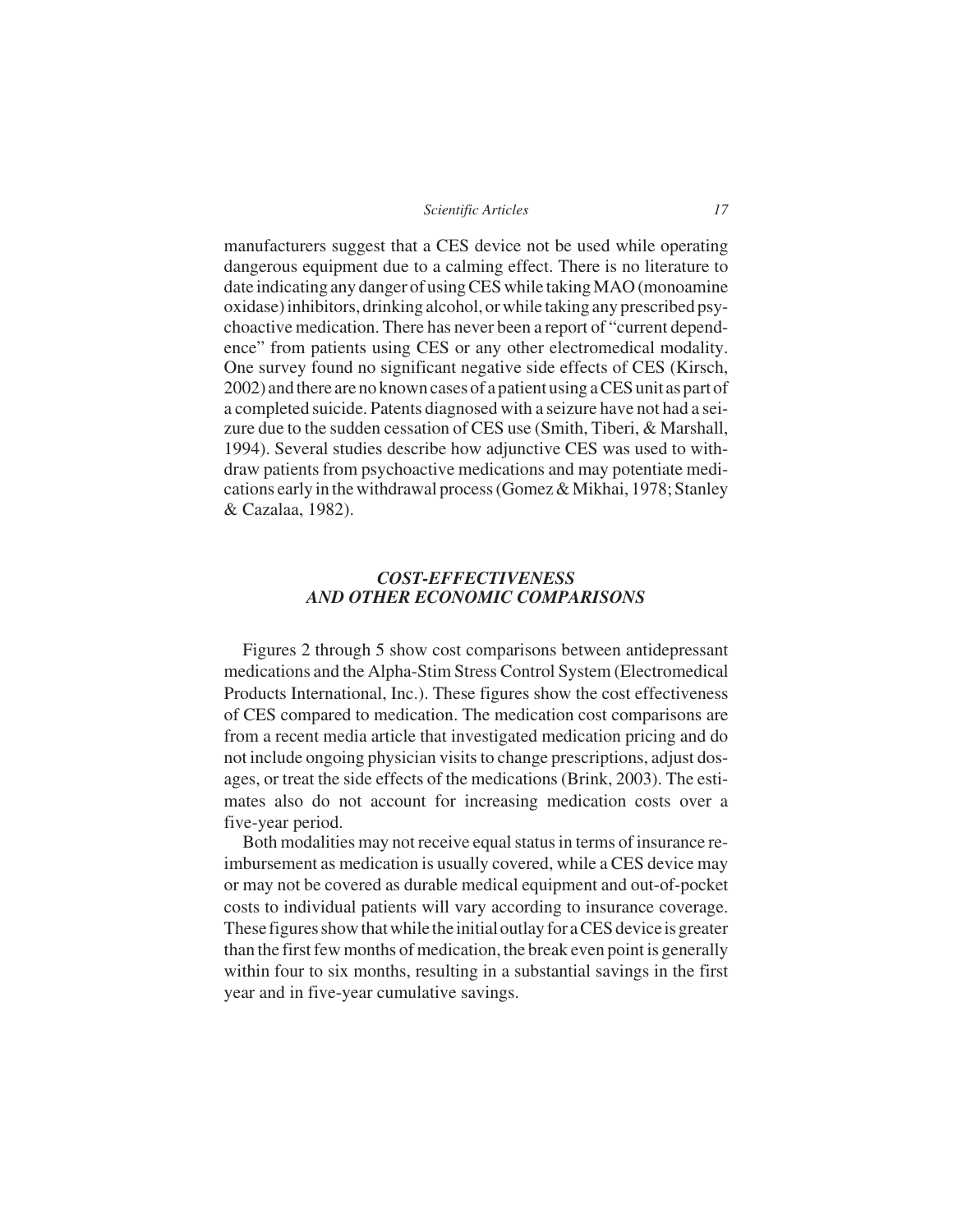manufacturers suggest that a CES device not be used while operating dangerous equipment due to a calming effect. There is no literature to date indicating any danger of using CES while taking MAO (monoamine oxidase) inhibitors, drinking alcohol, or while taking any prescribed psychoactive medication. There has never been a report of "current dependence" from patients using CES or any other electromedical modality. One survey found no significant negative side effects of CES (Kirsch, 2002) and there are no known cases of a patient using a CES unit as part of a completed suicide. Patents diagnosed with a seizure have not had a seizure due to the sudden cessation of CES use (Smith, Tiberi, & Marshall, 1994). Several studies describe how adjunctive CES was used to withdraw patients from psychoactive medications and may potentiate medications early in the withdrawal process (Gomez & Mikhai, 1978; Stanley & Cazalaa, 1982).

## *COST-EFFECTIVENESS AND OTHER ECONOMIC COMPARISONS*

Figures 2 through 5 show cost comparisons between antidepressant medications and the Alpha-Stim Stress Control System (Electromedical Products International, Inc.). These figures show the cost effectiveness of CES compared to medication. The medication cost comparisons are from a recent media article that investigated medication pricing and do not include ongoing physician visits to change prescriptions, adjust dosages, or treat the side effects of the medications (Brink, 2003). The estimates also do not account for increasing medication costs over a five-year period.

Both modalities may not receive equal status in terms of insurance reimbursement as medication is usually covered, while a CES device may or may not be covered as durable medical equipment and out-of-pocket costs to individual patients will vary according to insurance coverage. These figures show that while the initial outlay for a CES device is greater than the first few months of medication, the break even point is generally within four to six months, resulting in a substantial savings in the first year and in five-year cumulative savings.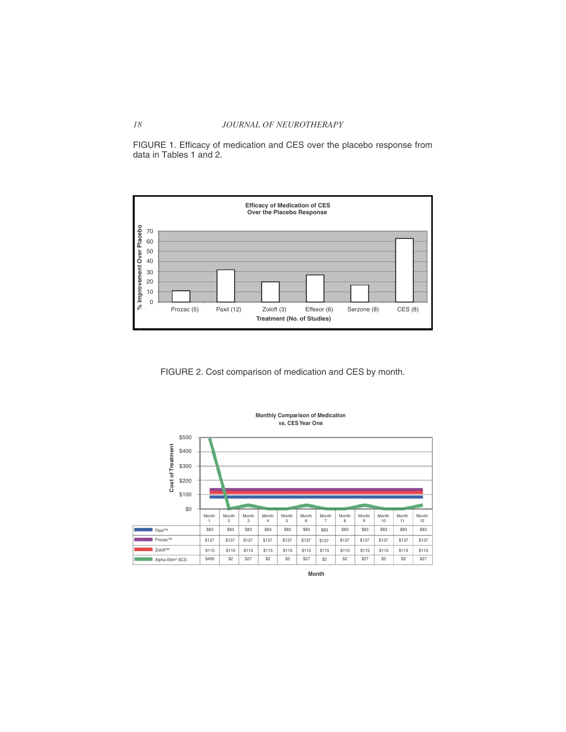FIGURE 1. Efficacy of medication and CES over the placebo response from data in Tables 1 and 2.

FIGURE 2. Cost comparison of medication and CES by month.

**Monthly Comparison of Medication vs. CES Year One**

| | Month 1 | Month 2 | Month 3 | Month 4 | Month 5 | Month 6 | Month 7 | Month 8 | Month 9 | Month 10 | Month 11 | Month 12 |
|---|---|---|---|---|---|---|---|---|---|---|---|---|
| Paxil™ | $83 | $83 | $83 | $83 | $83 | $83 | $83 | $83 | $83 | $83 | $83 | $83 |
| Prozac™ | $137 | $137 | $137 | $137 | $137 | $137 | $137 | $137 | $137 | $137 | $137 | $137 |
| Zoloft™ | $115 | $115 | $115 | $115 | $115 | $115 | $115 | $115 | $115 | $115 | $115 | $115 |
| Alpha-Stim® SCS | $495 | $2 | $27 | $2 | $2 | $27 | $2 | $2 | $27 | $2 | $2 | $27 |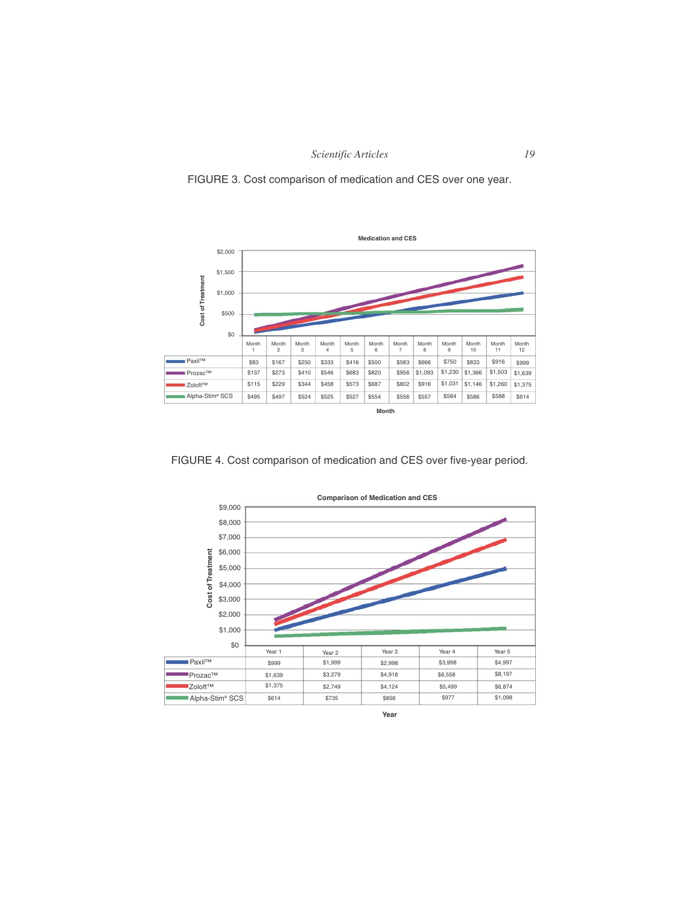FIGURE 3. Cost comparison of medication and CES over one year.

**Medication and CES**

| | Month 1 | Month 2 | Month 3 | Month 4 | Month 5 | Month 6 | Month 7 | Month 8 | Month 9 | Month 10 | Month 11 | Month 12 |
|---|---|---|---|---|---|---|---|---|---|---|---|---|
| Paxil™ | $83 | $167 | $250 | $333 | $416 | $500 | $583 | $666 | $750 | $833 | $916 | $999 |
| Prozac™ | $137 | $273 | $410 | $546 | $683 | $820 | $956 | $1,093 | $1,230 | $1,366 | $1,503 | $1,639 |
| Zoloft™ | $115 | $229 | $344 | $458 | $573 | $687 | $802 | $916 | $1,031 | $1,146 | $1,260 | $1,375 |
| Alpha-Stim® SCS | $495 | $497 | $524 | $525 | $527 | $554 | $556 | $557 | $584 | $586 | $588 | $614 |

FIGURE 4. Cost comparison of medication and CES over five-year period.

**Comparison of Medication and CES**

| | Year 1 | Year 2 | Year 3 | Year 4 | Year 5 |
|---|---|---|---|---|---|
| Paxil™ | $999 | $1,999 | $2,998 | $3,998 | $4,997 |
| Prozac™ | $1,639 | $3,279 | $4,918 | $6,558 | $8,197 |
| Zoloft™ | $1,375 | $2,749 | $4,124 | $5,499 | $6,874 |
| Alpha-Stim® SCS | $614 | $735 | $856 | $977 | $1,098 |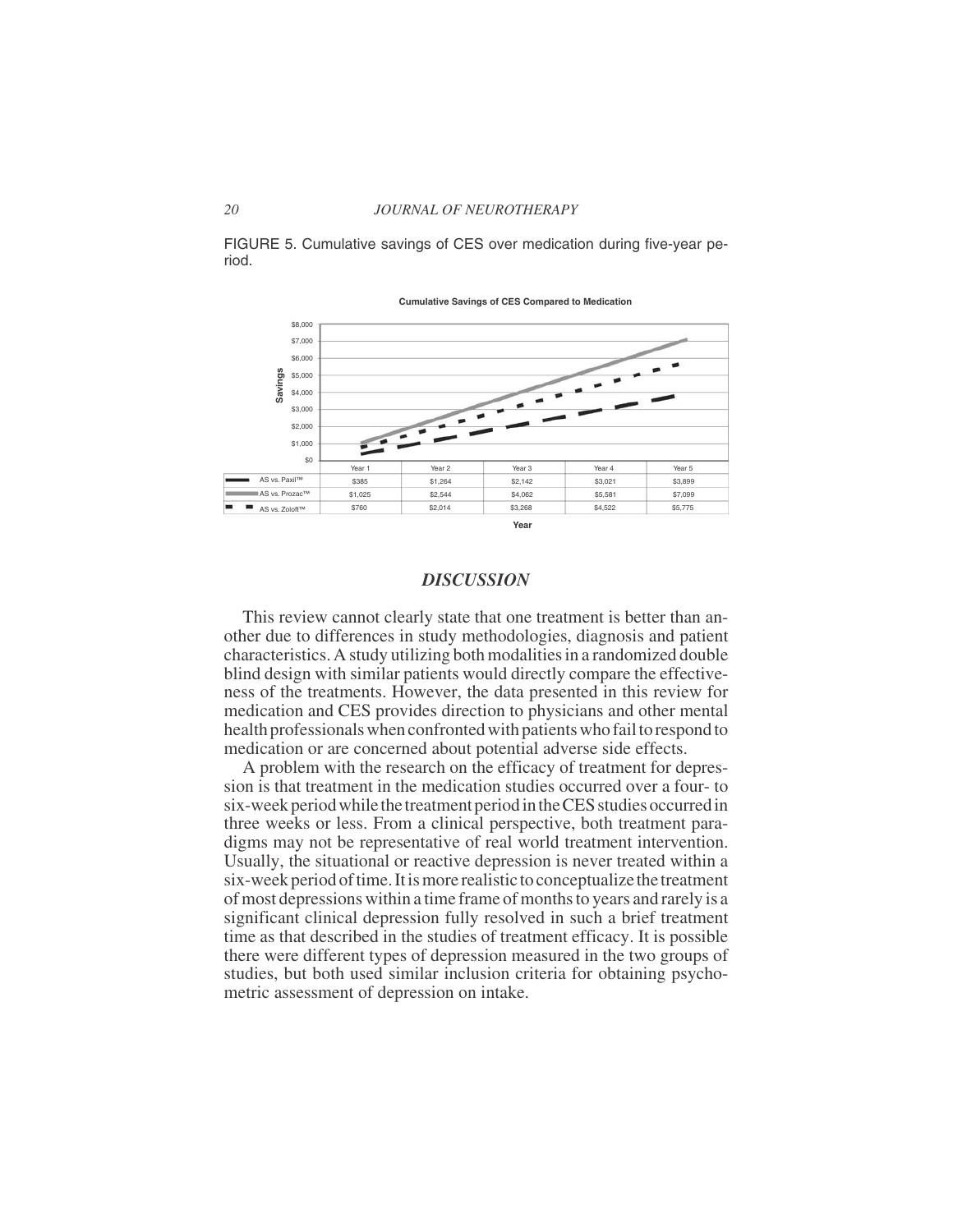FIGURE 5. Cumulative savings of CES over medication during five-year period.

**Cumulative Savings of CES Compared to Medication**

| | Year 1 | Year 2 | Year 3 | Year 4 | Year 5 |
|---|---|---|---|---|---|
| AS vs. Paxil™ | $385 | $1,264 | $2,142 | $3,021 | $3,899 |
| AS vs. Prozac™ | $1,025 | $2,544 | $4,062 | $5,581 | $7,099 |
| AS vs. Zoloft™ | $760 | $2,014 | $3,268 | $4,522 | $5,775 |

## *DISCUSSION*

This review cannot clearly state that one treatment is better than another due to differences in study methodologies, diagnosis and patient characteristics. A study utilizing both modalities in a randomized double blind design with similar patients would directly compare the effectiveness of the treatments. However, the data presented in this review for medication and CES provides direction to physicians and other mental health professionals when confronted with patients who fail to respond to medication or are concerned about potential adverse side effects.

A problem with the research on the efficacy of treatment for depression is that treatment in the medication studies occurred over a four- to six-week period while the treatment period in the CES studies occurred in three weeks or less. From a clinical perspective, both treatment paradigms may not be representative of real world treatment intervention. Usually, the situational or reactive depression is never treated within a six-week period of time. It is more realistic to conceptualize the treatment of most depressions within a time frame of months to years and rarely is a significant clinical depression fully resolved in such a brief treatment time as that described in the studies of treatment efficacy. It is possible there were different types of depression measured in the two groups of studies, but both used similar inclusion criteria for obtaining psychometric assessment of depression on intake.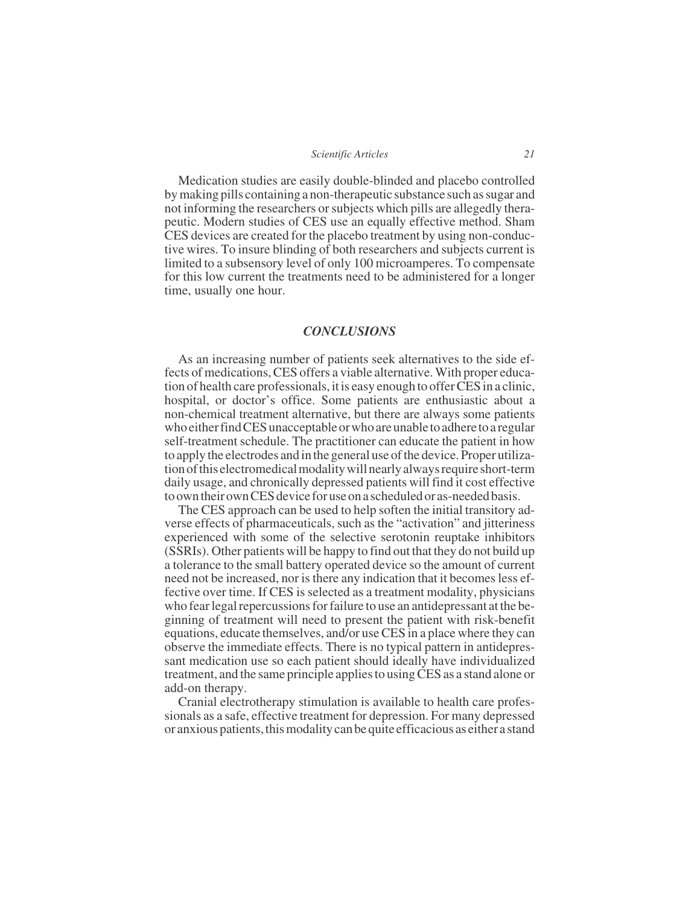Medication studies are easily double-blinded and placebo controlled by making pills containing a non-therapeutic substance such as sugar and not informing the researchers or subjects which pills are allegedly therapeutic. Modern studies of CES use an equally effective method. Sham CES devices are created for the placebo treatment by using non-conductive wires. To insure blinding of both researchers and subjects current is limited to a subsensory level of only 100 microamperes. To compensate for this low current the treatments need to be administered for a longer time, usually one hour.

## *CONCLUSIONS*

As an increasing number of patients seek alternatives to the side effects of medications, CES offers a viable alternative. With proper education of health care professionals, it is easy enough to offer CES in a clinic, hospital, or doctor's office. Some patients are enthusiastic about a non-chemical treatment alternative, but there are always some patients who either find CES unacceptable or who are unable to adhere to a regular self-treatment schedule. The practitioner can educate the patient in how to apply the electrodes and in the general use of the device. Proper utilization of this electromedical modality will nearly always require short-term daily usage, and chronically depressed patients will find it cost effective to own their own CES device for use on a scheduled or as-needed basis.

The CES approach can be used to help soften the initial transitory adverse effects of pharmaceuticals, such as the "activation" and jitteriness experienced with some of the selective serotonin reuptake inhibitors (SSRIs). Other patients will be happy to find out that they do not build up a tolerance to the small battery operated device so the amount of current need not be increased, nor is there any indication that it becomes less effective over time. If CES is selected as a treatment modality, physicians who fear legal repercussions for failure to use an antidepressant at the beginning of treatment will need to present the patient with risk-benefit equations, educate themselves, and/or use CES in a place where they can observe the immediate effects. There is no typical pattern in antidepressant medication use so each patient should ideally have individualized treatment, and the same principle applies to using CES as a stand alone or add-on therapy.

Cranial electrotherapy stimulation is available to health care professionals as a safe, effective treatment for depression. For many depressed or anxious patients, this modality can be quite efficacious as either a stand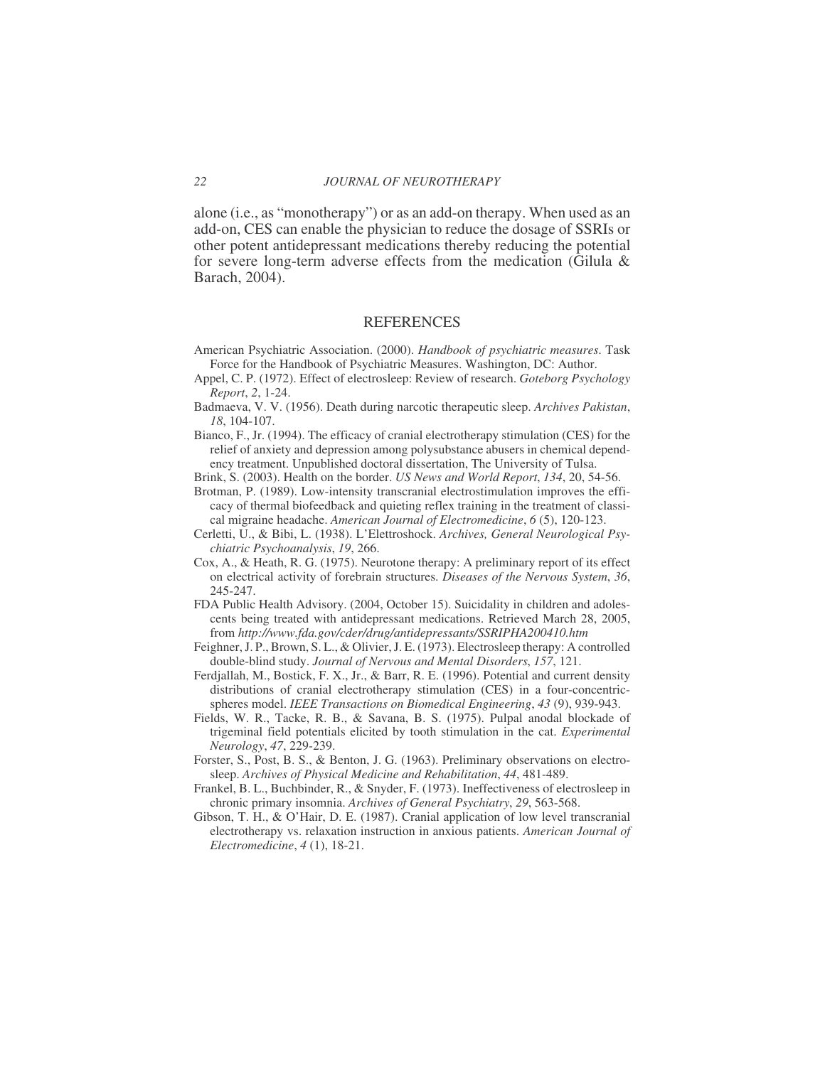alone (i.e., as "monotherapy") or as an add-on therapy. When used as an add-on, CES can enable the physician to reduce the dosage of SSRIs or other potent antidepressant medications thereby reducing the potential for severe long-term adverse effects from the medication (Gilula & Barach, 2004).

## REFERENCES

American Psychiatric Association. (2000). *Handbook of psychiatric measures*. Task Force for the Handbook of Psychiatric Measures. Washington, DC: Author.

Appel, C. P. (1972). Effect of electrosleep: Review of research. *Goteborg Psychology Report*, *2*, 1-24.

Badmaeva, V. V. (1956). Death during narcotic therapeutic sleep. *Archives Pakistan*, *18*, 104-107.

Bianco, F., Jr. (1994). The efficacy of cranial electrotherapy stimulation (CES) for the relief of anxiety and depression among polysubstance abusers in chemical dependency treatment. Unpublished doctoral dissertation, The University of Tulsa.

Brink, S. (2003). Health on the border. *US News and World Report*, *134*, 20, 54-56.

Brotman, P. (1989). Low-intensity transcranial electrostimulation improves the efficacy of thermal biofeedback and quieting reflex training in the treatment of classical migraine headache. *American Journal of Electromedicine*, *6* (5), 120-123.

Cerletti, U., & Bibi, L. (1938). L'Elettroshock. *Archives, General Neurological Psychiatric Psychoanalysis*, *19*, 266.

Cox, A., & Heath, R. G. (1975). Neurotone therapy: A preliminary report of its effect on electrical activity of forebrain structures. *Diseases of the Nervous System*, *36*, 245-247.

FDA Public Health Advisory. (2004, October 15). Suicidality in children and adolescents being treated with antidepressant medications. Retrieved March 28, 2005, from *http://www.fda.gov/cder/drug/antidepressants/SSRIPHA200410.htm*

Feighner, J. P., Brown, S. L., & Olivier, J. E. (1973). Electrosleep therapy: A controlled double-blind study. *Journal of Nervous and Mental Disorders*, *157*, 121.

Ferdjallah, M., Bostick, F. X., Jr., & Barr, R. E. (1996). Potential and current density distributions of cranial electrotherapy stimulation (CES) in a four-concentric-spheres model. *IEEE Transactions on Biomedical Engineering*, *43* (9), 939-943.

Fields, W. R., Tacke, R. B., & Savana, B. S. (1975). Pulpal anodal blockade of trigeminal field potentials elicited by tooth stimulation in the cat. *Experimental Neurology*, *47*, 229-239.

Forster, S., Post, B. S., & Benton, J. G. (1963). Preliminary observations on electrosleep. *Archives of Physical Medicine and Rehabilitation*, *44*, 481-489.

Frankel, B. L., Buchbinder, R., & Snyder, F. (1973). Ineffectiveness of electrosleep in chronic primary insomnia. *Archives of General Psychiatry*, *29*, 563-568.

Gibson, T. H., & O'Hair, D. E. (1987). Cranial application of low level transcranial electrotherapy vs. relaxation instruction in anxious patients. *American Journal of Electromedicine*, *4* (1), 18-21.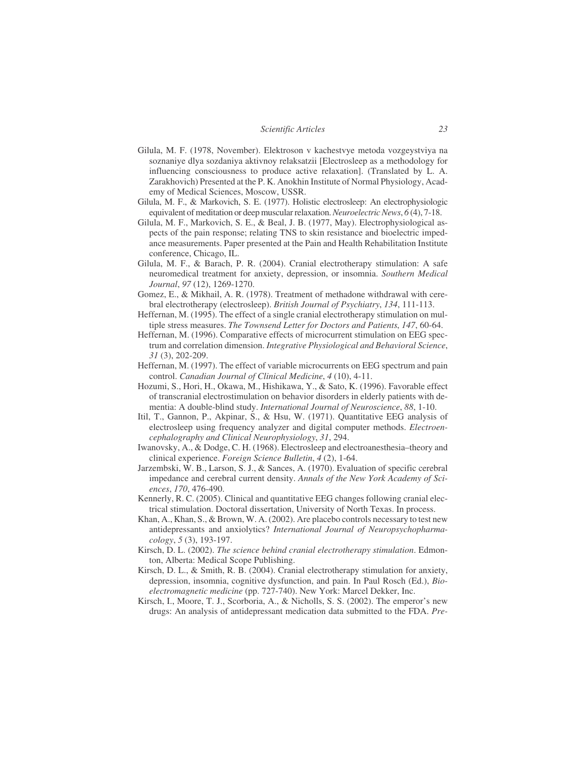Gilula, M. F. (1978, November). Elektroson v kachestvye metoda vozgeystviya na soznaniye dlya sozdaniya aktivnoy relaksatzii [Electrosleep as a methodology for influencing consciousness to produce active relaxation]. (Translated by L. A. Zarakhovich) Presented at the P. K. Anokhin Institute of Normal Physiology, Academy of Medical Sciences, Moscow, USSR.

Gilula, M. F., & Markovich, S. E. (1977). Holistic electrosleep: An electrophysiologic equivalent of meditation or deep muscular relaxation. *Neuroelectric News*, *6* (4), 7-18.

Gilula, M. F., Markovich, S. E., & Beal, J. B. (1977, May). Electrophysiological aspects of the pain response; relating TNS to skin resistance and bioelectric impedance measurements. Paper presented at the Pain and Health Rehabilitation Institute conference, Chicago, IL.

Gilula, M. F., & Barach, P. R. (2004). Cranial electrotherapy stimulation: A safe neuromedical treatment for anxiety, depression, or insomnia. *Southern Medical Journal*, *97* (12), 1269-1270.

Gomez, E., & Mikhail, A. R. (1978). Treatment of methadone withdrawal with cerebral electrotherapy (electrosleep). *British Journal of Psychiatry*, *134*, 111-113.

Heffernan, M. (1995). The effect of a single cranial electrotherapy stimulation on multiple stress measures. *The Townsend Letter for Doctors and Patients*, *147*, 60-64.

Heffernan, M. (1996). Comparative effects of microcurrent stimulation on EEG spectrum and correlation dimension. *Integrative Physiological and Behavioral Science*, *31* (3), 202-209.

Heffernan, M. (1997). The effect of variable microcurrents on EEG spectrum and pain control. *Canadian Journal of Clinical Medicine*, *4* (10), 4-11.

Hozumi, S., Hori, H., Okawa, M., Hishikawa, Y., & Sato, K. (1996). Favorable effect of transcranial electrostimulation on behavior disorders in elderly patients with dementia: A double-blind study. *International Journal of Neuroscience*, *88*, 1-10.

Itil, T., Gannon, P., Akpinar, S., & Hsu, W. (1971). Quantitative EEG analysis of electrosleep using frequency analyzer and digital computer methods. *Electroencephalography and Clinical Neurophysiology*, *31*, 294.

Iwanovsky, A., & Dodge, C. H. (1968). Electrosleep and electroanesthesia–theory and clinical experience. *Foreign Science Bulletin*, *4* (2), 1-64.

Jarzembski, W. B., Larson, S. J., & Sances, A. (1970). Evaluation of specific cerebral impedance and cerebral current density. *Annals of the New York Academy of Sciences*, *170*, 476-490.

Kennerly, R. C. (2005). Clinical and quantitative EEG changes following cranial electrical stimulation. Doctoral dissertation, University of North Texas. In process.

Khan, A., Khan, S., & Brown, W. A. (2002). Are placebo controls necessary to test new antidepressants and anxiolytics? *International Journal of Neuropsychopharmacology*, *5* (3), 193-197.

Kirsch, D. L. (2002). *The science behind cranial electrotherapy stimulation*. Edmonton, Alberta: Medical Scope Publishing.

Kirsch, D. L., & Smith, R. B. (2004). Cranial electrotherapy stimulation for anxiety, depression, insomnia, cognitive dysfunction, and pain. In Paul Rosch (Ed.), *Bioelectromagnetic medicine* (pp. 727-740). New York: Marcel Dekker, Inc.

Kirsch, I., Moore, T. J., Scorboria, A., & Nicholls, S. S. (2002). The emperor's new drugs: An analysis of antidepressant medication data submitted to the FDA. *Pre-*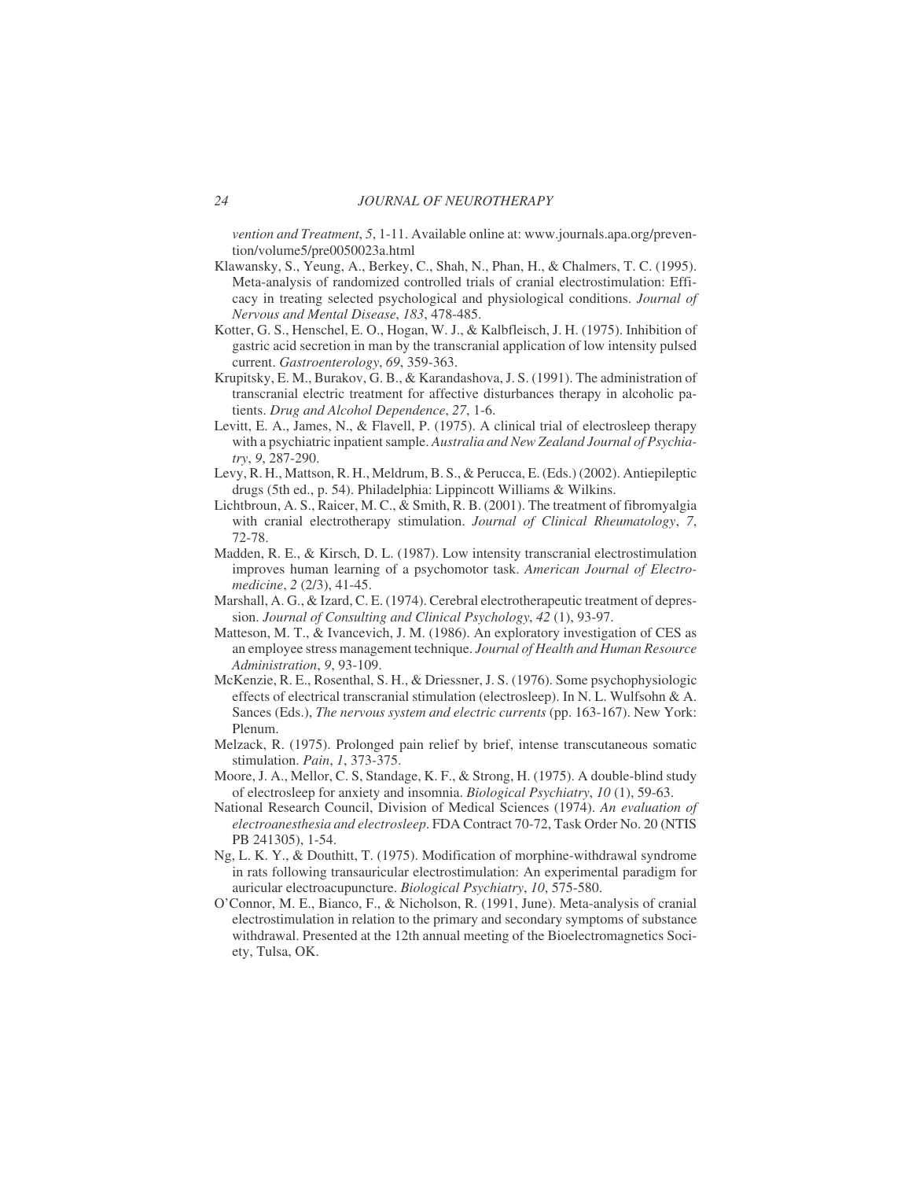*vention and Treatment*, *5*, 1-11. Available online at: www.journals.apa.org/prevention/volume5/pre0050023a.html

Klawansky, S., Yeung, A., Berkey, C., Shah, N., Phan, H., & Chalmers, T. C. (1995). Meta-analysis of randomized controlled trials of cranial electrostimulation: Efficacy in treating selected psychological and physiological conditions. *Journal of Nervous and Mental Disease*, *183*, 478-485.

Kotter, G. S., Henschel, E. O., Hogan, W. J., & Kalbfleisch, J. H. (1975). Inhibition of gastric acid secretion in man by the transcranial application of low intensity pulsed current. *Gastroenterology*, *69*, 359-363.

Krupitsky, E. M., Burakov, G. B., & Karandashova, J. S. (1991). The administration of transcranial electric treatment for affective disturbances therapy in alcoholic patients. *Drug and Alcohol Dependence*, *27*, 1-6.

Levitt, E. A., James, N., & Flavell, P. (1975). A clinical trial of electrosleep therapy with a psychiatric inpatient sample. *Australia and New Zealand Journal of Psychiatry*, *9*, 287-290.

Levy, R. H., Mattson, R. H., Meldrum, B. S., & Perucca, E. (Eds.) (2002). Antiepileptic drugs (5th ed., p. 54). Philadelphia: Lippincott Williams & Wilkins.

Lichtbroun, A. S., Raicer, M. C., & Smith, R. B. (2001). The treatment of fibromyalgia with cranial electrotherapy stimulation. *Journal of Clinical Rheumatology*, *7*, 72-78.

Madden, R. E., & Kirsch, D. L. (1987). Low intensity transcranial electrostimulation improves human learning of a psychomotor task. *American Journal of Electromedicine*, *2* (2/3), 41-45.

Marshall, A. G., & Izard, C. E. (1974). Cerebral electrotherapeutic treatment of depression. *Journal of Consulting and Clinical Psychology*, *42* (1), 93-97.

Matteson, M. T., & Ivancevich, J. M. (1986). An exploratory investigation of CES as an employee stress management technique. *Journal of Health and Human Resource Administration*, *9*, 93-109.

McKenzie, R. E., Rosenthal, S. H., & Driessner, J. S. (1976). Some psychophysiologic effects of electrical transcranial stimulation (electrosleep). In N. L. Wulfsohn & A. Sances (Eds.), *The nervous system and electric currents* (pp. 163-167). New York: Plenum.

Melzack, R. (1975). Prolonged pain relief by brief, intense transcutaneous somatic stimulation. *Pain*, *1*, 373-375.

Moore, J. A., Mellor, C. S, Standage, K. F., & Strong, H. (1975). A double-blind study of electrosleep for anxiety and insomnia. *Biological Psychiatry*, *10* (1), 59-63.

National Research Council, Division of Medical Sciences (1974). *An evaluation of electroanesthesia and electrosleep*. FDA Contract 70-72, Task Order No. 20 (NTIS PB 241305), 1-54.

Ng, L. K. Y., & Douthitt, T. (1975). Modification of morphine-withdrawal syndrome in rats following transauricular electrostimulation: An experimental paradigm for auricular electroacupuncture. *Biological Psychiatry*, *10*, 575-580.

O'Connor, M. E., Bianco, F., & Nicholson, R. (1991, June). Meta-analysis of cranial electrostimulation in relation to the primary and secondary symptoms of substance withdrawal. Presented at the 12th annual meeting of the Bioelectromagnetics Society, Tulsa, OK.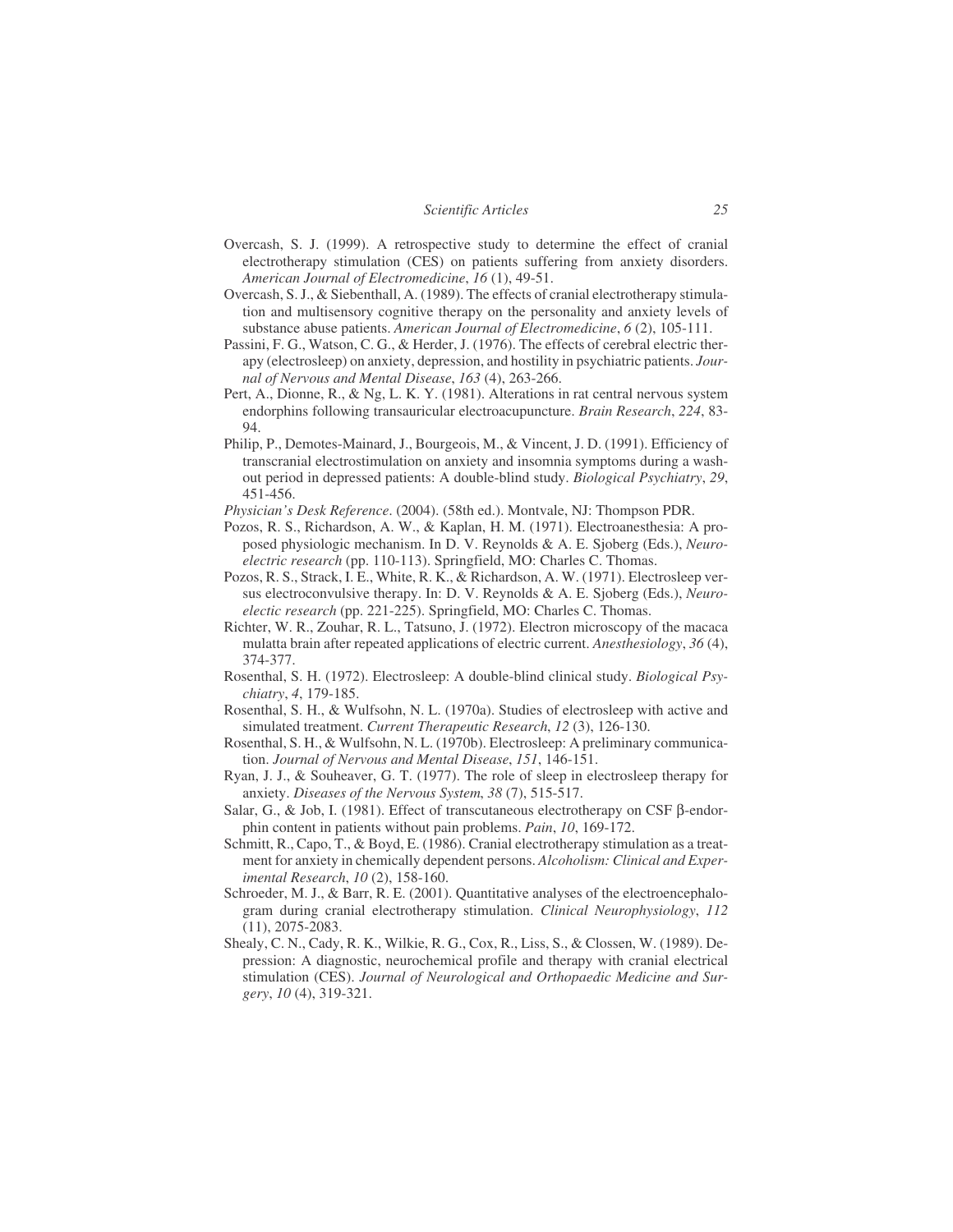Overcash, S. J. (1999). A retrospective study to determine the effect of cranial electrotherapy stimulation (CES) on patients suffering from anxiety disorders. *American Journal of Electromedicine*, *16* (1), 49-51.

Overcash, S. J., & Siebenthall, A. (1989). The effects of cranial electrotherapy stimulation and multisensory cognitive therapy on the personality and anxiety levels of substance abuse patients. *American Journal of Electromedicine*, *6* (2), 105-111.

Passini, F. G., Watson, C. G., & Herder, J. (1976). The effects of cerebral electric therapy (electrosleep) on anxiety, depression, and hostility in psychiatric patients. *Journal of Nervous and Mental Disease*, *163* (4), 263-266.

Pert, A., Dionne, R., & Ng, L. K. Y. (1981). Alterations in rat central nervous system endorphins following transauricular electroacupuncture. *Brain Research*, *224*, 83-94.

Philip, P., Demotes-Mainard, J., Bourgeois, M., & Vincent, J. D. (1991). Efficiency of transcranial electrostimulation on anxiety and insomnia symptoms during a washout period in depressed patients: A double-blind study. *Biological Psychiatry*, *29*, 451-456.

*Physician's Desk Reference*. (2004). (58th ed.). Montvale, NJ: Thompson PDR.

Pozos, R. S., Richardson, A. W., & Kaplan, H. M. (1971). Electroanesthesia: A proposed physiologic mechanism. In D. V. Reynolds & A. E. Sjoberg (Eds.), *Neuroelectric research* (pp. 110-113). Springfield, MO: Charles C. Thomas.

Pozos, R. S., Strack, I. E., White, R. K., & Richardson, A. W. (1971). Electrosleep versus electroconvulsive therapy. In: D. V. Reynolds & A. E. Sjoberg (Eds.), *Neuroelectic research* (pp. 221-225). Springfield, MO: Charles C. Thomas.

Richter, W. R., Zouhar, R. L., Tatsuno, J. (1972). Electron microscopy of the macaca mulatta brain after repeated applications of electric current. *Anesthesiology*, *36* (4), 374-377.

Rosenthal, S. H. (1972). Electrosleep: A double-blind clinical study. *Biological Psychiatry*, *4*, 179-185.

Rosenthal, S. H., & Wulfsohn, N. L. (1970a). Studies of electrosleep with active and simulated treatment. *Current Therapeutic Research*, *12* (3), 126-130.

Rosenthal, S. H., & Wulfsohn, N. L. (1970b). Electrosleep: A preliminary communication. *Journal of Nervous and Mental Disease*, *151*, 146-151.

Ryan, J. J., & Souheaver, G. T. (1977). The role of sleep in electrosleep therapy for anxiety. *Diseases of the Nervous System*, *38* (7), 515-517.

Salar, G., & Job, I. (1981). Effect of transcutaneous electrotherapy on CSF β-endorphin content in patients without pain problems. *Pain*, *10*, 169-172.

Schmitt, R., Capo, T., & Boyd, E. (1986). Cranial electrotherapy stimulation as a treatment for anxiety in chemically dependent persons. *Alcoholism: Clinical and Experimental Research*, *10* (2), 158-160.

Schroeder, M. J., & Barr, R. E. (2001). Quantitative analyses of the electroencephalogram during cranial electrotherapy stimulation. *Clinical Neurophysiology*, *112* (11), 2075-2083.

Shealy, C. N., Cady, R. K., Wilkie, R. G., Cox, R., Liss, S., & Clossen, W. (1989). Depression: A diagnostic, neurochemical profile and therapy with cranial electrical stimulation (CES). *Journal of Neurological and Orthopaedic Medicine and Surgery*, *10* (4), 319-321.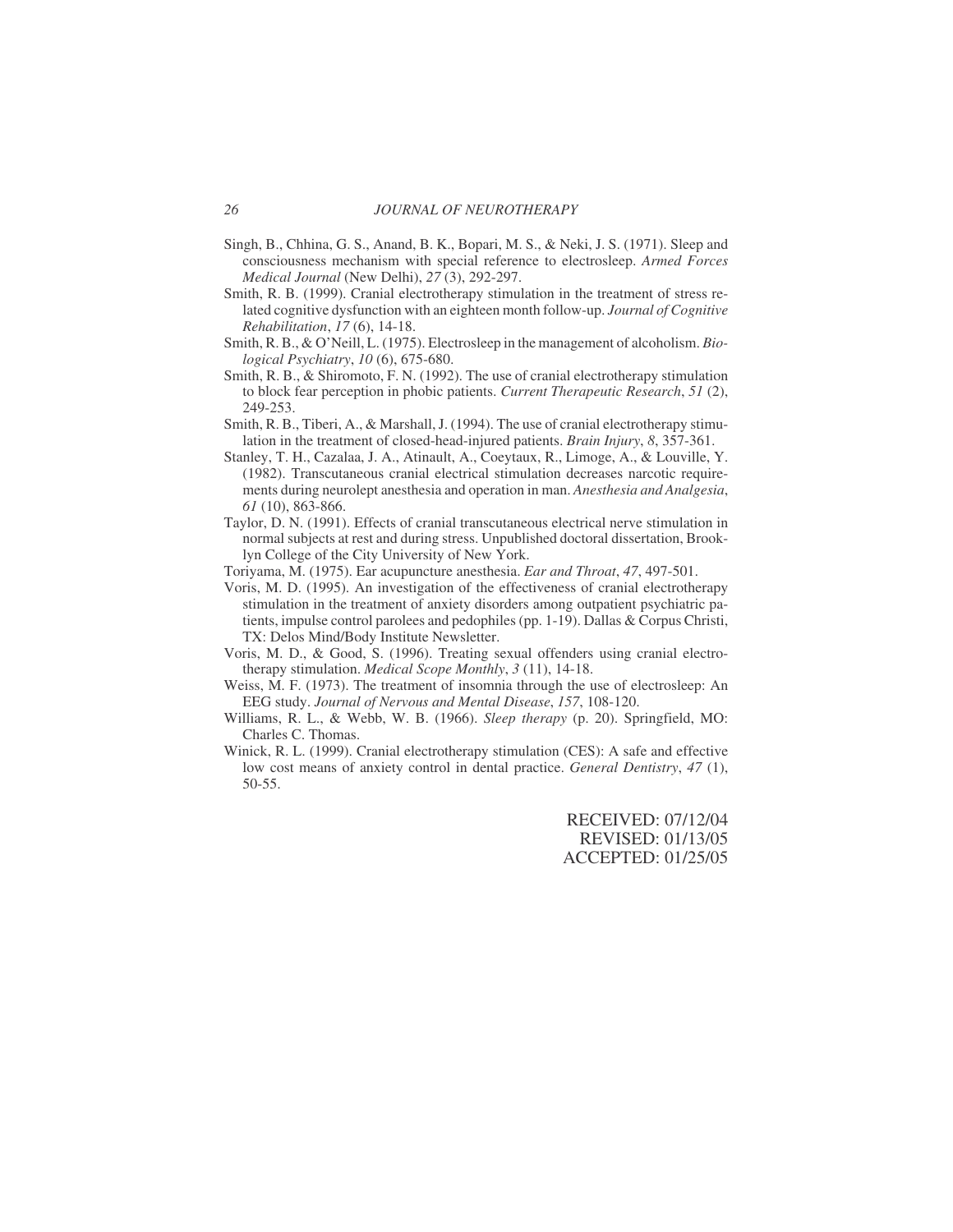Singh, B., Chhina, G. S., Anand, B. K., Bopari, M. S., & Neki, J. S. (1971). Sleep and consciousness mechanism with special reference to electrosleep. *Armed Forces Medical Journal* (New Delhi), *27* (3), 292-297.

Smith, R. B. (1999). Cranial electrotherapy stimulation in the treatment of stress related cognitive dysfunction with an eighteen month follow-up. *Journal of Cognitive Rehabilitation*, *17* (6), 14-18.

Smith, R. B., & O'Neill, L. (1975). Electrosleep in the management of alcoholism. *Biological Psychiatry*, *10* (6), 675-680.

Smith, R. B., & Shiromoto, F. N. (1992). The use of cranial electrotherapy stimulation to block fear perception in phobic patients. *Current Therapeutic Research*, *51* (2), 249-253.

Smith, R. B., Tiberi, A., & Marshall, J. (1994). The use of cranial electrotherapy stimulation in the treatment of closed-head-injured patients. *Brain Injury*, *8*, 357-361.

Stanley, T. H., Cazalaa, J. A., Atinault, A., Coeytaux, R., Limoge, A., & Louville, Y. (1982). Transcutaneous cranial electrical stimulation decreases narcotic requirements during neurolept anesthesia and operation in man. *Anesthesia and Analgesia*, *61* (10), 863-866.

Taylor, D. N. (1991). Effects of cranial transcutaneous electrical nerve stimulation in normal subjects at rest and during stress. Unpublished doctoral dissertation, Brooklyn College of the City University of New York.

Toriyama, M. (1975). Ear acupuncture anesthesia. *Ear and Throat*, *47*, 497-501.

Voris, M. D. (1995). An investigation of the effectiveness of cranial electrotherapy stimulation in the treatment of anxiety disorders among outpatient psychiatric patients, impulse control parolees and pedophiles (pp. 1-19). Dallas & Corpus Christi, TX: Delos Mind/Body Institute Newsletter.

Voris, M. D., & Good, S. (1996). Treating sexual offenders using cranial electrotherapy stimulation. *Medical Scope Monthly*, *3* (11), 14-18.

Weiss, M. F. (1973). The treatment of insomnia through the use of electrosleep: An EEG study. *Journal of Nervous and Mental Disease*, *157*, 108-120.

Williams, R. L., & Webb, W. B. (1966). *Sleep therapy* (p. 20). Springfield, MO: Charles C. Thomas.

Winick, R. L. (1999). Cranial electrotherapy stimulation (CES): A safe and effective low cost means of anxiety control in dental practice. *General Dentistry*, *47* (1), 50-55.

RECEIVED: 07/12/04
REVISED: 01/13/05
ACCEPTED: 01/25/05